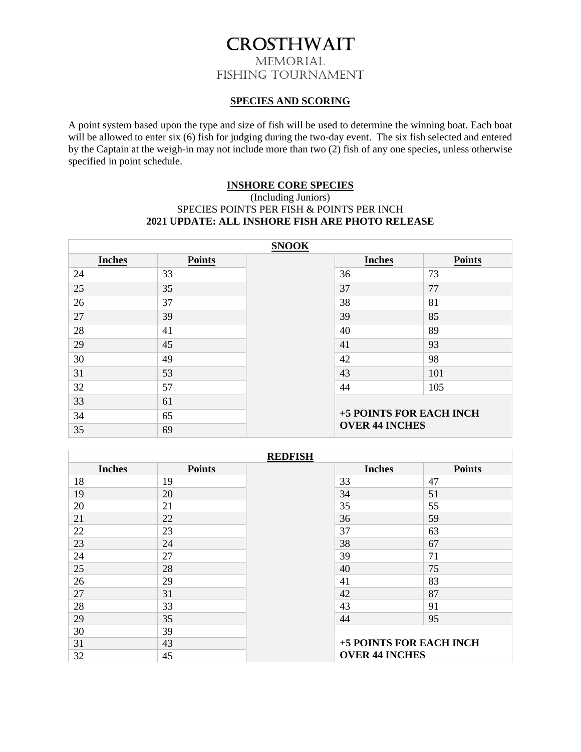# CROSTHWAIT

## MEMORIAL
## FISHING TOURNAMENT

**SPECIES AND SCORING**

A point system based upon the type and size of fish will be used to determine the winning boat. Each boat will be allowed to enter six (6) fish for judging during the two-day event. The six fish selected and entered by the Captain at the weigh-in may not include more than two (2) fish of any one species, unless otherwise specified in point schedule.

**INSHORE CORE SPECIES**

(Including Juniors)

SPECIES POINTS PER FISH & POINTS PER INCH

**2021 UPDATE: ALL INSHORE FISH ARE PHOTO RELEASE**

| **SNOOK** | | | | |
|---|---|---|---|---|
| **Inches** | **Points** | | **Inches** | **Points** |
| 24 | 33 | | 36 | 73 |
| 25 | 35 | | 37 | 77 |
| 26 | 37 | | 38 | 81 |
| 27 | 39 | | 39 | 85 |
| 28 | 41 | | 40 | 89 |
| 29 | 45 | | 41 | 93 |
| 30 | 49 | | 42 | 98 |
| 31 | 53 | | 43 | 101 |
| 32 | 57 | | 44 | 105 |
| 33 | 61 | | **+5 POINTS FOR EACH INCH OVER 44 INCHES** | |
| 34 | 65 | | | |
| 35 | 69 | | | |

| **REDFISH** | | | | |
|---|---|---|---|---|
| **Inches** | **Points** | | **Inches** | **Points** |
| 18 | 19 | | 33 | 47 |
| 19 | 20 | | 34 | 51 |
| 20 | 21 | | 35 | 55 |
| 21 | 22 | | 36 | 59 |
| 22 | 23 | | 37 | 63 |
| 23 | 24 | | 38 | 67 |
| 24 | 27 | | 39 | 71 |
| 25 | 28 | | 40 | 75 |
| 26 | 29 | | 41 | 83 |
| 27 | 31 | | 42 | 87 |
| 28 | 33 | | 43 | 91 |
| 29 | 35 | | 44 | 95 |
| 30 | 39 | | **+5 POINTS FOR EACH INCH OVER 44 INCHES** | |
| 31 | 43 | | | |
| 32 | 45 | | | |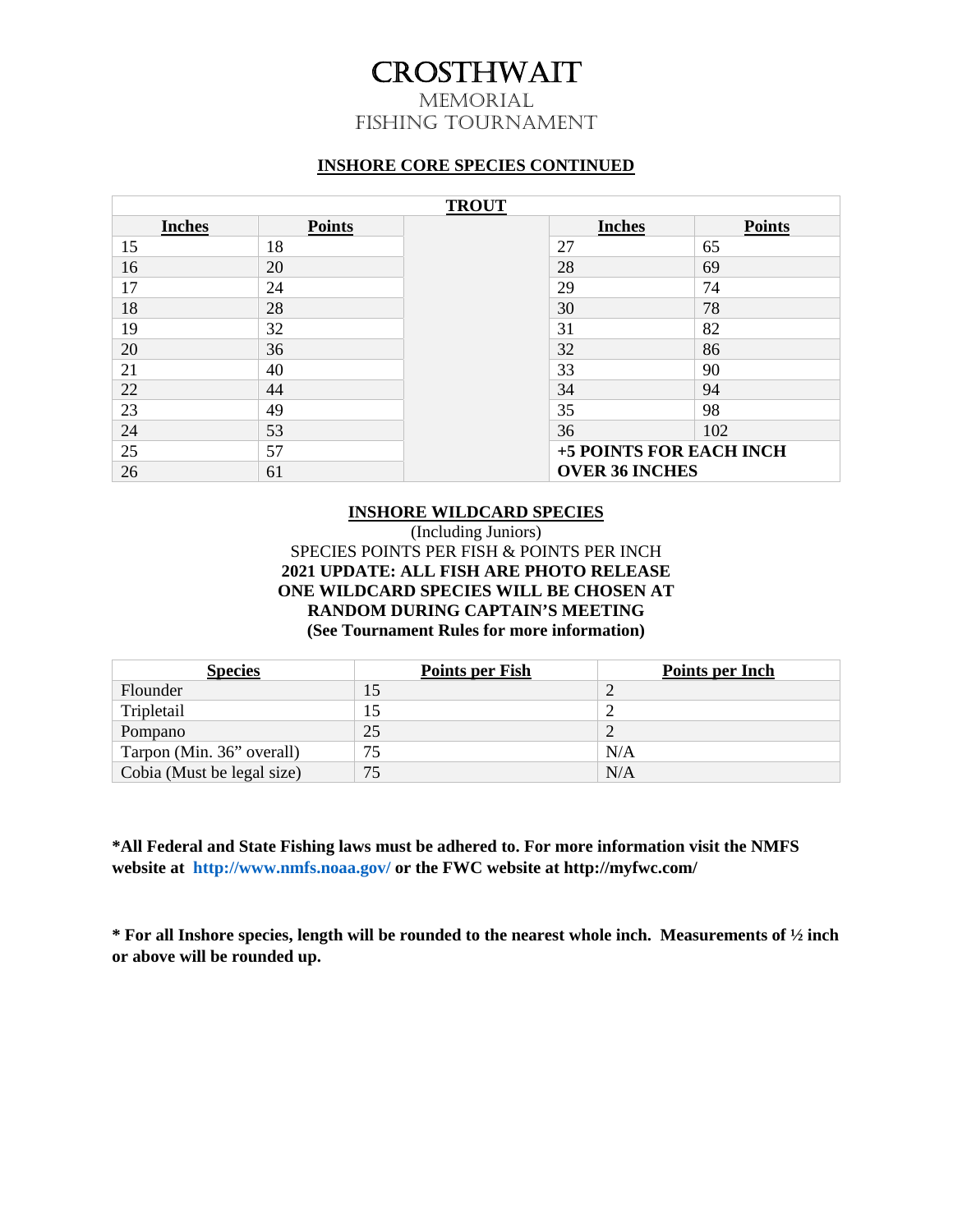# CROSTHWAIT

## MEMORIAL FISHING TOURNAMENT

**INSHORE CORE SPECIES CONTINUED**

| TROUT | | | | |
|---|---|---|---|---|
| **Inches** | **Points** | | **Inches** | **Points** |
| 15 | 18 | | 27 | 65 |
| 16 | 20 | | 28 | 69 |
| 17 | 24 | | 29 | 74 |
| 18 | 28 | | 30 | 78 |
| 19 | 32 | | 31 | 82 |
| 20 | 36 | | 32 | 86 |
| 21 | 40 | | 33 | 90 |
| 22 | 44 | | 34 | 94 |
| 23 | 49 | | 35 | 98 |
| 24 | 53 | | 36 | 102 |
| 25 | 57 | | **+5 POINTS FOR EACH INCH OVER 36 INCHES** | |
| 26 | 61 | | | |

**INSHORE WILDCARD SPECIES**

(Including Juniors)

SPECIES POINTS PER FISH & POINTS PER INCH

**2021 UPDATE: ALL FISH ARE PHOTO RELEASE**

**ONE WILDCARD SPECIES WILL BE CHOSEN AT RANDOM DURING CAPTAIN'S MEETING**

**(See Tournament Rules for more information)**

| Species | Points per Fish | Points per Inch |
|---|---|---|
| Flounder | 15 | 2 |
| Tripletail | 15 | 2 |
| Pompano | 25 | 2 |
| Tarpon (Min. 36" overall) | 75 | N/A |
| Cobia (Must be legal size) | 75 | N/A |

**\*All Federal and State Fishing laws must be adhered to. For more information visit the NMFS website at http://www.nmfs.noaa.gov/ or the FWC website at http://myfwc.com/**

**\* For all Inshore species, length will be rounded to the nearest whole inch. Measurements of ½ inch or above will be rounded up.**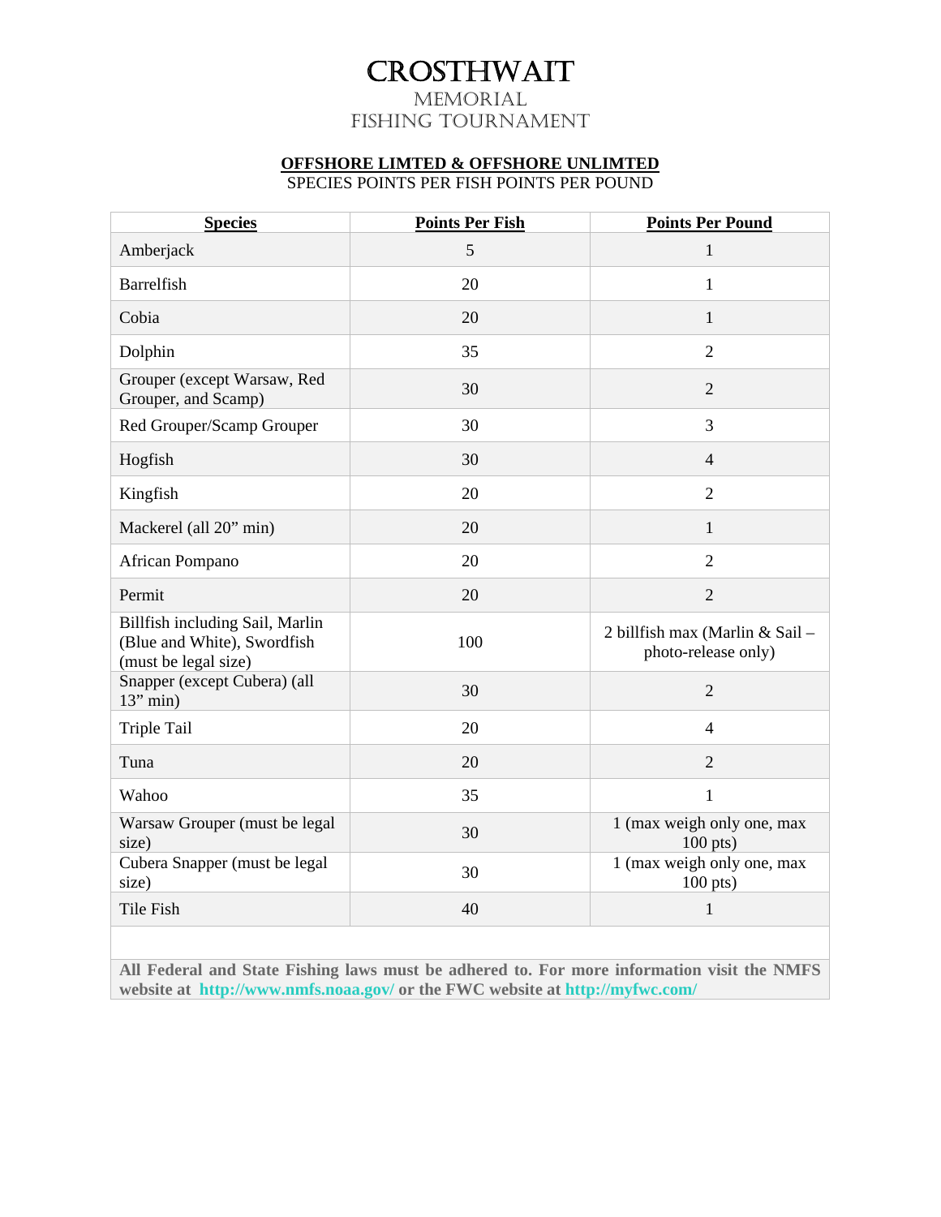# CROSTHWAIT

## MEMORIAL
## FISHING TOURNAMENT

**OFFSHORE LIMTED & OFFSHORE UNLIMTED**

SPECIES POINTS PER FISH POINTS PER POUND

| Species | Points Per Fish | Points Per Pound |
|---|---|---|
| Amberjack | 5 | 1 |
| Barrelfish | 20 | 1 |
| Cobia | 20 | 1 |
| Dolphin | 35 | 2 |
| Grouper (except Warsaw, Red Grouper, and Scamp) | 30 | 2 |
| Red Grouper/Scamp Grouper | 30 | 3 |
| Hogfish | 30 | 4 |
| Kingfish | 20 | 2 |
| Mackerel (all 20" min) | 20 | 1 |
| African Pompano | 20 | 2 |
| Permit | 20 | 2 |
| Billfish including Sail, Marlin (Blue and White), Swordfish (must be legal size) | 100 | 2 billfish max (Marlin & Sail – photo-release only) |
| Snapper (except Cubera) (all 13" min) | 30 | 2 |
| Triple Tail | 20 | 4 |
| Tuna | 20 | 2 |
| Wahoo | 35 | 1 |
| Warsaw Grouper (must be legal size) | 30 | 1 (max weigh only one, max 100 pts) |
| Cubera Snapper (must be legal size) | 30 | 1 (max weigh only one, max 100 pts) |
| Tile Fish | 40 | 1 |

**All Federal and State Fishing laws must be adhered to. For more information visit the NMFS website at http://www.nmfs.noaa.gov/ or the FWC website at http://myfwc.com/**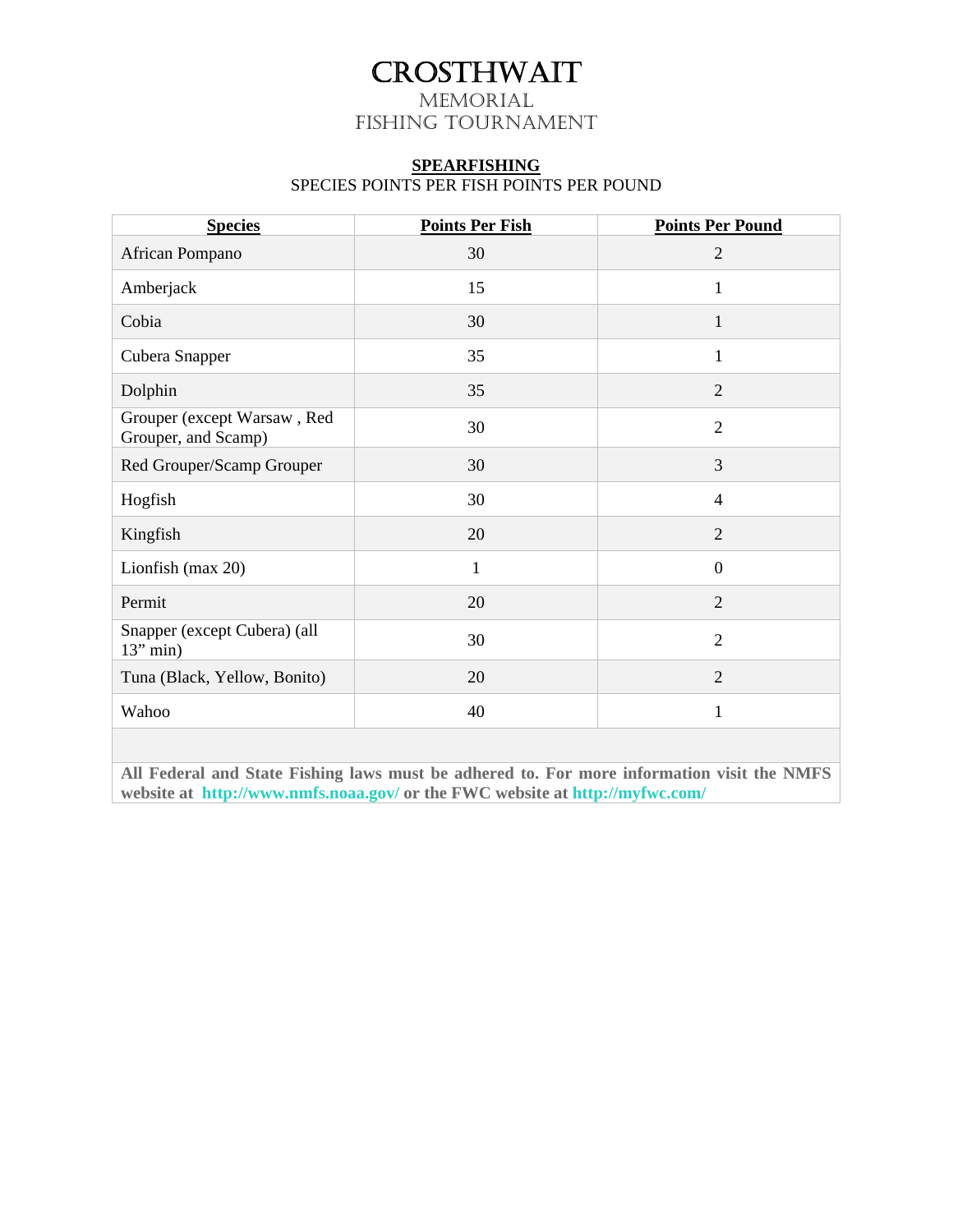# CROSTHWAIT

## MEMORIAL
## FISHING TOURNAMENT

**SPEARFISHING**

SPECIES POINTS PER FISH POINTS PER POUND

| Species | Points Per Fish | Points Per Pound |
|---|---|---|
| African Pompano | 30 | 2 |
| Amberjack | 15 | 1 |
| Cobia | 30 | 1 |
| Cubera Snapper | 35 | 1 |
| Dolphin | 35 | 2 |
| Grouper (except Warsaw , Red Grouper, and Scamp) | 30 | 2 |
| Red Grouper/Scamp Grouper | 30 | 3 |
| Hogfish | 30 | 4 |
| Kingfish | 20 | 2 |
| Lionfish (max 20) | 1 | 0 |
| Permit | 20 | 2 |
| Snapper (except Cubera) (all 13" min) | 30 | 2 |
| Tuna (Black, Yellow, Bonito) | 20 | 2 |
| Wahoo | 40 | 1 |

**All Federal and State Fishing laws must be adhered to. For more information visit the NMFS website at http://www.nmfs.noaa.gov/ or the FWC website at http://myfwc.com/**